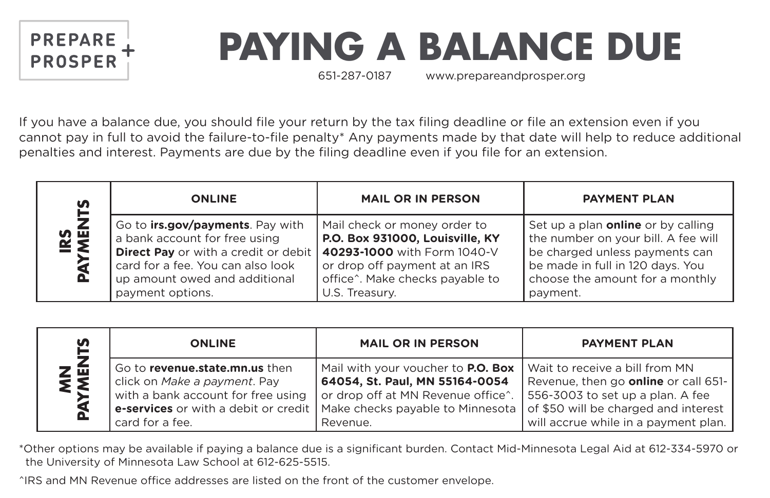PREPARE + PROSPER

# PAYING A BALANCE DUE

651-287-0187 www.prepareandprosper.org

If you have a balance due, you should file your return by the tax filing deadline or file an extension even if you cannot pay in full to avoid the failure-to-file penalty* Any payments made by that date will help to reduce additional penalties and interest. Payments are due by the filing deadline even if you file for an extension.

| IRS PAYMENTS | ONLINE | MAIL OR IN PERSON | PAYMENT PLAN |
|---|---|---|---|
| | Go to **irs.gov/payments**. Pay with a bank account for free using **Direct Pay** or with a credit or debit card for a fee. You can also look up amount owed and additional payment options. | Mail check or money order to **P.O. Box 931000, Louisville, KY 40293-1000** with Form 1040-V or drop off payment at an IRS office^. Make checks payable to U.S. Treasury. | Set up a plan **online** or by calling the number on your bill. A fee will be charged unless payments can be made in full in 120 days. You choose the amount for a monthly payment. |

| MN PAYMENTS | ONLINE | MAIL OR IN PERSON | PAYMENT PLAN |
|---|---|---|---|
| | Go to **revenue.state.mn.us** then click on *Make a payment*. Pay with a bank account for free using **e-services** or with a debit or credit card for a fee. | Mail with your voucher to **P.O. Box 64054, St. Paul, MN 55164-0054** or drop off at MN Revenue office^. Make checks payable to Minnesota Revenue. | Wait to receive a bill from MN Revenue, then go **online** or call 651-556-3003 to set up a plan. A fee of $50 will be charged and interest will accrue while in a payment plan. |

*Other options may be available if paying a balance due is a significant burden. Contact Mid-Minnesota Legal Aid at 612-334-5970 or the University of Minnesota Law School at 612-625-5515.

^IRS and MN Revenue office addresses are listed on the front of the customer envelope.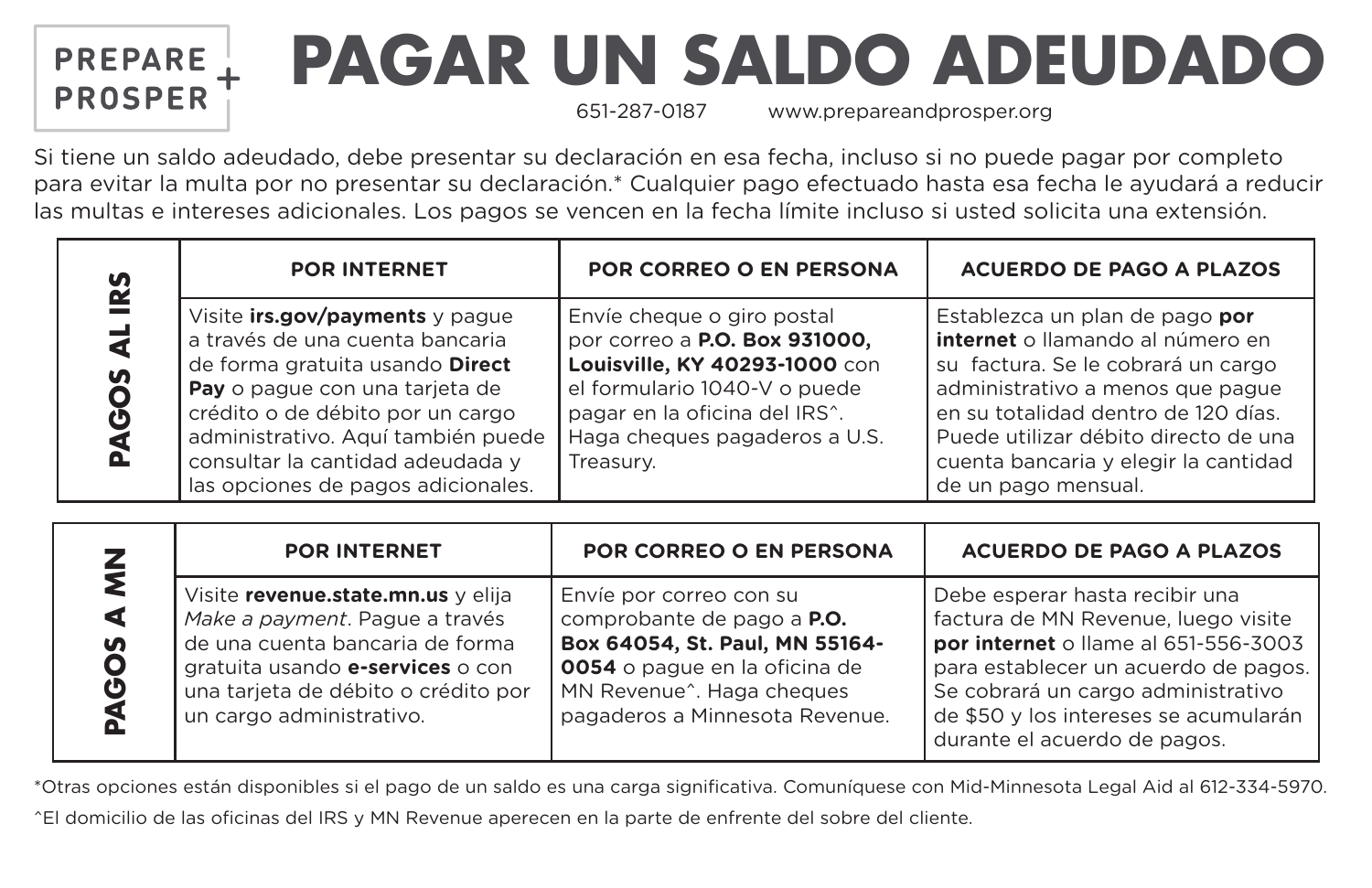PREPARE + PROSPER

# PAGAR UN SALDO ADEUDADO

651-287-0187 www.prepareandprosper.org

Si tiene un saldo adeudado, debe presentar su declaración en esa fecha, incluso si no puede pagar por completo para evitar la multa por no presentar su declaración.* Cualquier pago efectuado hasta esa fecha le ayudará a reducir las multas e intereses adicionales. Los pagos se vencen en la fecha límite incluso si usted solicita una extensión.

| PAGOS AL IRS | POR INTERNET | POR CORREO O EN PERSONA | ACUERDO DE PAGO A PLAZOS |
|---|---|---|---|
| | Visite **irs.gov/payments** y pague a través de una cuenta bancaria de forma gratuita usando **Direct Pay** o pague con una tarjeta de crédito o de débito por un cargo administrativo. Aquí también puede consultar la cantidad adeudada y las opciones de pagos adicionales. | Envíe cheque o giro postal por correo a **P.O. Box 931000, Louisville, KY 40293-1000** con el formulario 1040-V o puede pagar en la oficina del IRS^. Haga cheques pagaderos a U.S. Treasury. | Establezca un plan de pago **por internet** o llamando al número en su factura. Se le cobrará un cargo administrativo a menos que pague en su totalidad dentro de 120 días. Puede utilizar débito directo de una cuenta bancaria y elegir la cantidad de un pago mensual. |

| PAGOS A MN | POR INTERNET | POR CORREO O EN PERSONA | ACUERDO DE PAGO A PLAZOS |
|---|---|---|---|
| | Visite **revenue.state.mn.us** y elija *Make a payment*. Pague a través de una cuenta bancaria de forma gratuita usando **e-services** o con una tarjeta de débito o crédito por un cargo administrativo. | Envíe por correo con su comprobante de pago a **P.O. Box 64054, St. Paul, MN 55164-0054** o pague en la oficina de MN Revenue^. Haga cheques pagaderos a Minnesota Revenue. | Debe esperar hasta recibir una factura de MN Revenue, luego visite **por internet** o llame al 651-556-3003 para establecer un acuerdo de pagos. Se cobrará un cargo administrativo de $50 y los intereses se acumularán durante el acuerdo de pagos. |

*Otras opciones están disponibles si el pago de un saldo es una carga significativa. Comuníquese con Mid-Minnesota Legal Aid al 612-334-5970.

^El domicilio de las oficinas del IRS y MN Revenue aperecen en la parte de enfrente del sobre del cliente.